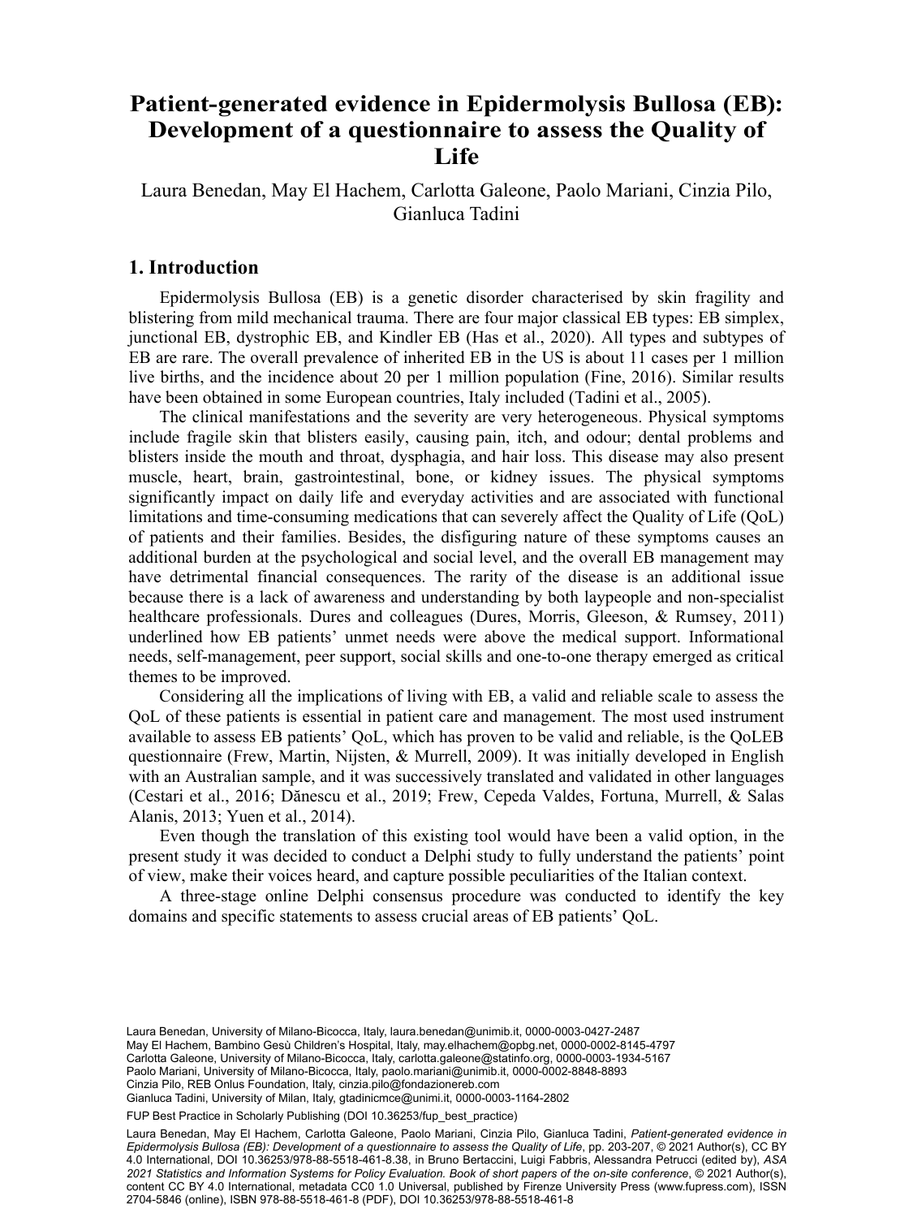# Patient-generated evidence in Epidermolysis Bullosa (EB): Development of a questionnaire to assess the Quality of Life

Laura Benedan, May El Hachem, Carlotta Galeone, Paolo Mariani, Cinzia Pilo, Gianluca Tadini

## 1. Introduction

Epidermolysis Bullosa (EB) is a genetic disorder characterised by skin fragility and blistering from mild mechanical trauma. There are four major classical EB types: EB simplex, junctional EB, dystrophic EB, and Kindler EB (Has et al., 2020). All types and subtypes of EB are rare. The overall prevalence of inherited EB in the US is about 11 cases per 1 million live births, and the incidence about 20 per 1 million population (Fine, 2016). Similar results have been obtained in some European countries, Italy included (Tadini et al., 2005).

The clinical manifestations and the severity are very heterogeneous. Physical symptoms include fragile skin that blisters easily, causing pain, itch, and odour; dental problems and blisters inside the mouth and throat, dysphagia, and hair loss. This disease may also present muscle, heart, brain, gastrointestinal, bone, or kidney issues. The physical symptoms significantly impact on daily life and everyday activities and are associated with functional limitations and time-consuming medications that can severely affect the Quality of Life (QoL) of patients and their families. Besides, the disfiguring nature of these symptoms causes an additional burden at the psychological and social level, and the overall EB management may have detrimental financial consequences. The rarity of the disease is an additional issue because there is a lack of awareness and understanding by both laypeople and non-specialist healthcare professionals. Dures and colleagues (Dures, Morris, Gleeson, & Rumsey, 2011) underlined how EB patients' unmet needs were above the medical support. Informational needs, self-management, peer support, social skills and one-to-one therapy emerged as critical themes to be improved.

Considering all the implications of living with EB, a valid and reliable scale to assess the QoL of these patients is essential in patient care and management. The most used instrument available to assess EB patients' QoL, which has proven to be valid and reliable, is the QoLEB questionnaire (Frew, Martin, Nijsten, & Murrell, 2009). It was initially developed in English with an Australian sample, and it was successively translated and validated in other languages (Cestari et al., 2016; Dănescu et al., 2019; Frew, Cepeda Valdes, Fortuna, Murrell, & Salas Alanis, 2013; Yuen et al., 2014).

Even though the translation of this existing tool would have been a valid option, in the present study it was decided to conduct a Delphi study to fully understand the patients' point of view, make their voices heard, and capture possible peculiarities of the Italian context.

A three-stage online Delphi consensus procedure was conducted to identify the key domains and specific statements to assess crucial areas of EB patients' QoL.

Laura Benedan, University of Milano-Bicocca, Italy, laura.benedan@unimib.it, 0000-0003-0427-2487
May El Hachem, Bambino Gesù Children's Hospital, Italy, may.elhachem@opbg.net, 0000-0002-8145-4797
Carlotta Galeone, University of Milano-Bicocca, Italy, carlotta.galeone@statinfo.org, 0000-0003-1934-5167
Paolo Mariani, University of Milano-Bicocca, Italy, paolo.mariani@unimib.it, 0000-0002-8848-8893
Cinzia Pilo, REB Onlus Foundation, Italy, cinzia.pilo@fondazioneeb.com
Gianluca Tadini, University of Milan, Italy, gtadinicmce@unimi.it, 0000-0003-1164-2802

FUP Best Practice in Scholarly Publishing (DOI 10.36253/fup_best_practice)

Laura Benedan, May El Hachem, Carlotta Galeone, Paolo Mariani, Cinzia Pilo, Gianluca Tadini, *Patient-generated evidence in Epidermolysis Bullosa (EB): Development of a questionnaire to assess the Quality of Life*, pp. 203-207, © 2021 Author(s), CC BY 4.0 International, DOI 10.36253/978-88-5518-461-8.38, in Bruno Bertaccini, Luigi Fabbris, Alessandra Petrucci (edited by), *ASA 2021 Statistics and Information Systems for Policy Evaluation. Book of short papers of the on-site conference*, © 2021 Author(s), content CC BY 4.0 International, metadata CC0 1.0 Universal, published by Firenze University Press (www.fupress.com), ISSN 2704-5846 (online), ISBN 978-88-5518-461-8 (PDF), DOI 10.36253/978-88-5518-461-8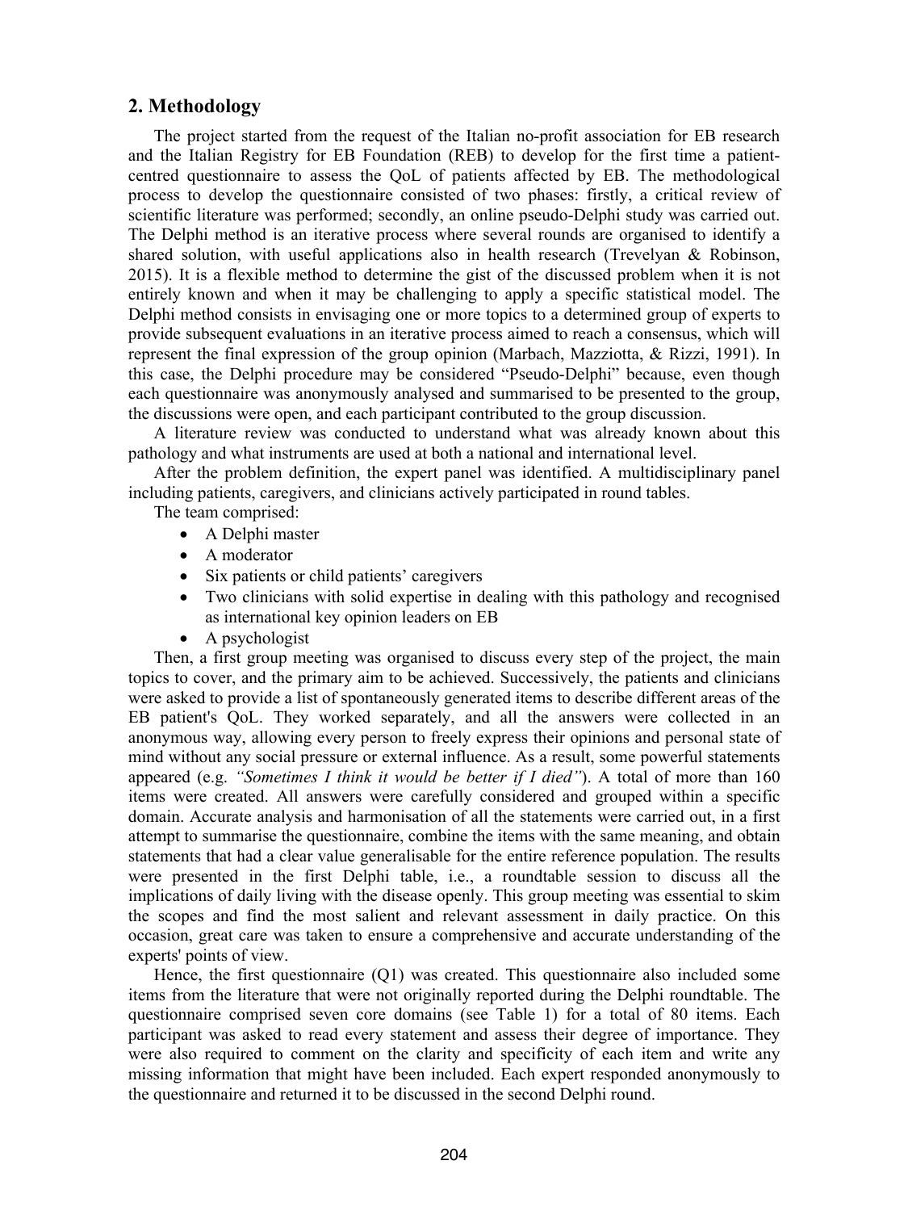## 2. Methodology

The project started from the request of the Italian no-profit association for EB research and the Italian Registry for EB Foundation (REB) to develop for the first time a patient-centred questionnaire to assess the QoL of patients affected by EB. The methodological process to develop the questionnaire consisted of two phases: firstly, a critical review of scientific literature was performed; secondly, an online pseudo-Delphi study was carried out. The Delphi method is an iterative process where several rounds are organised to identify a shared solution, with useful applications also in health research (Trevelyan & Robinson, 2015). It is a flexible method to determine the gist of the discussed problem when it is not entirely known and when it may be challenging to apply a specific statistical model. The Delphi method consists in envisaging one or more topics to a determined group of experts to provide subsequent evaluations in an iterative process aimed to reach a consensus, which will represent the final expression of the group opinion (Marbach, Mazziotta, & Rizzi, 1991). In this case, the Delphi procedure may be considered "Pseudo-Delphi" because, even though each questionnaire was anonymously analysed and summarised to be presented to the group, the discussions were open, and each participant contributed to the group discussion.

A literature review was conducted to understand what was already known about this pathology and what instruments are used at both a national and international level.

After the problem definition, the expert panel was identified. A multidisciplinary panel including patients, caregivers, and clinicians actively participated in round tables.

The team comprised:

- A Delphi master
- A moderator
- Six patients or child patients' caregivers
- Two clinicians with solid expertise in dealing with this pathology and recognised as international key opinion leaders on EB
- A psychologist

Then, a first group meeting was organised to discuss every step of the project, the main topics to cover, and the primary aim to be achieved. Successively, the patients and clinicians were asked to provide a list of spontaneously generated items to describe different areas of the EB patient's QoL. They worked separately, and all the answers were collected in an anonymous way, allowing every person to freely express their opinions and personal state of mind without any social pressure or external influence. As a result, some powerful statements appeared (e.g. *"Sometimes I think it would be better if I died"*). A total of more than 160 items were created. All answers were carefully considered and grouped within a specific domain. Accurate analysis and harmonisation of all the statements were carried out, in a first attempt to summarise the questionnaire, combine the items with the same meaning, and obtain statements that had a clear value generalisable for the entire reference population. The results were presented in the first Delphi table, i.e., a roundtable session to discuss all the implications of daily living with the disease openly. This group meeting was essential to skim the scopes and find the most salient and relevant assessment in daily practice. On this occasion, great care was taken to ensure a comprehensive and accurate understanding of the experts' points of view.

Hence, the first questionnaire (Q1) was created. This questionnaire also included some items from the literature that were not originally reported during the Delphi roundtable. The questionnaire comprised seven core domains (see Table 1) for a total of 80 items. Each participant was asked to read every statement and assess their degree of importance. They were also required to comment on the clarity and specificity of each item and write any missing information that might have been included. Each expert responded anonymously to the questionnaire and returned it to be discussed in the second Delphi round.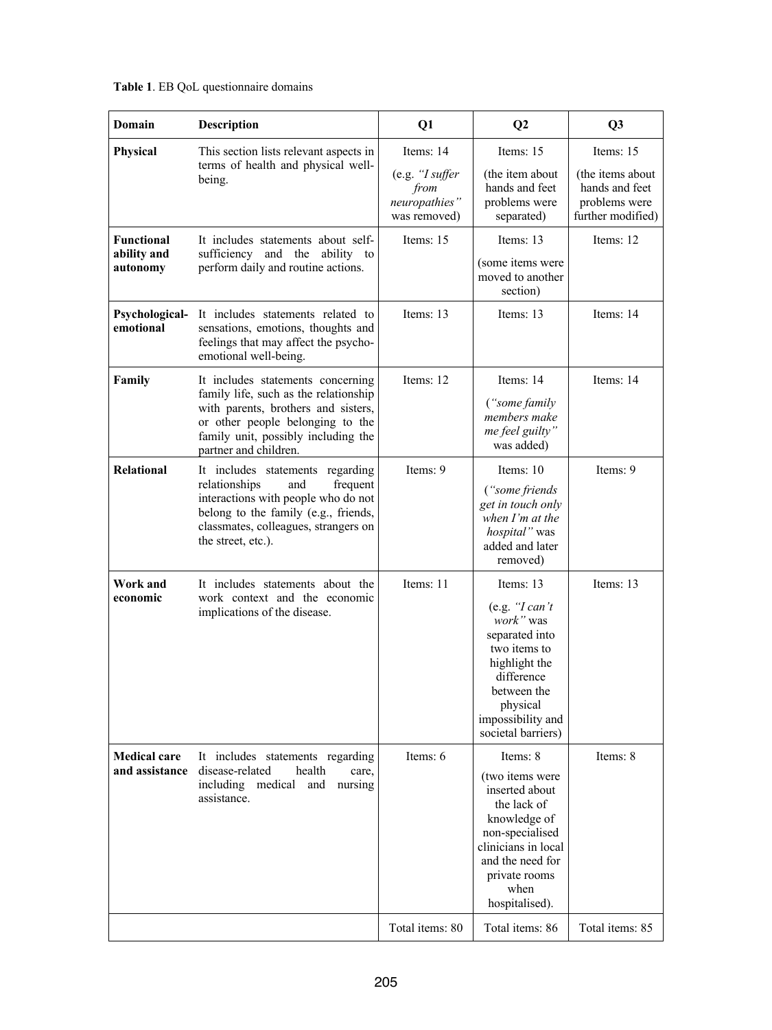**Table 1**. EB QoL questionnaire domains

| Domain | Description | Q1 | Q2 | Q3 |
|---|---|---|---|---|
| **Physical** | This section lists relevant aspects in terms of health and physical well-being. | Items: 14 (e.g. *"I suffer from neuropathies"* was removed) | Items: 15 (the item about hands and feet problems were separated) | Items: 15 (the items about hands and feet problems were further modified) |
| **Functional ability and autonomy** | It includes statements about self-sufficiency and the ability to perform daily and routine actions. | Items: 15 | Items: 13 (some items were moved to another section) | Items: 12 |
| **Psychological-emotional** | It includes statements related to sensations, emotions, thoughts and feelings that may affect the psycho-emotional well-being. | Items: 13 | Items: 13 | Items: 14 |
| **Family** | It includes statements concerning family life, such as the relationship with parents, brothers and sisters, or other people belonging to the family unit, possibly including the partner and children. | Items: 12 | Items: 14 (*"some family members make me feel guilty"* was added) | Items: 14 |
| **Relational** | It includes statements regarding relationships and frequent interactions with people who do not belong to the family (e.g., friends, classmates, colleagues, strangers on the street, etc.). | Items: 9 | Items: 10 (*"some friends get in touch only when I'm at the hospital"* was added and later removed) | Items: 9 |
| **Work and economic** | It includes statements about the work context and the economic implications of the disease. | Items: 11 | Items: 13 (e.g. *"I can't work"* was separated into two items to highlight the difference between the physical impossibility and societal barriers) | Items: 13 |
| **Medical care and assistance** | It includes statements regarding disease-related health care, including medical and nursing assistance. | Items: 6 | Items: 8 (two items were inserted about the lack of knowledge of non-specialised clinicians in local and the need for private rooms when hospitalised). | Items: 8 |
| | | Total items: 80 | Total items: 86 | Total items: 85 |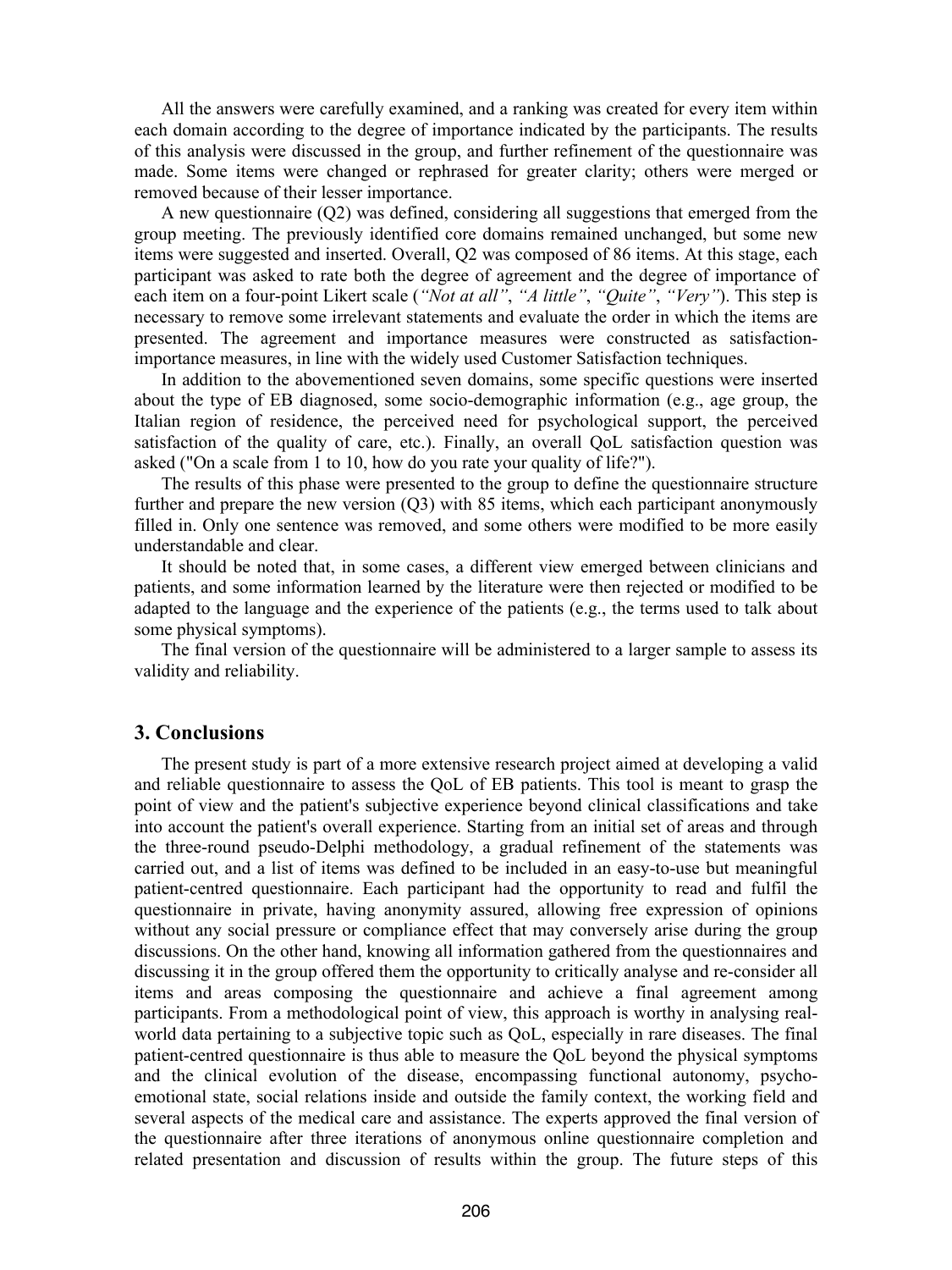All the answers were carefully examined, and a ranking was created for every item within each domain according to the degree of importance indicated by the participants. The results of this analysis were discussed in the group, and further refinement of the questionnaire was made. Some items were changed or rephrased for greater clarity; others were merged or removed because of their lesser importance.

A new questionnaire (Q2) was defined, considering all suggestions that emerged from the group meeting. The previously identified core domains remained unchanged, but some new items were suggested and inserted. Overall, Q2 was composed of 86 items. At this stage, each participant was asked to rate both the degree of agreement and the degree of importance of each item on a four-point Likert scale (*"Not at all"*, *"A little"*, *"Quite"*, *"Very"*). This step is necessary to remove some irrelevant statements and evaluate the order in which the items are presented. The agreement and importance measures were constructed as satisfaction-importance measures, in line with the widely used Customer Satisfaction techniques.

In addition to the abovementioned seven domains, some specific questions were inserted about the type of EB diagnosed, some socio-demographic information (e.g., age group, the Italian region of residence, the perceived need for psychological support, the perceived satisfaction of the quality of care, etc.). Finally, an overall QoL satisfaction question was asked ("On a scale from 1 to 10, how do you rate your quality of life?").

The results of this phase were presented to the group to define the questionnaire structure further and prepare the new version (Q3) with 85 items, which each participant anonymously filled in. Only one sentence was removed, and some others were modified to be more easily understandable and clear.

It should be noted that, in some cases, a different view emerged between clinicians and patients, and some information learned by the literature were then rejected or modified to be adapted to the language and the experience of the patients (e.g., the terms used to talk about some physical symptoms).

The final version of the questionnaire will be administered to a larger sample to assess its validity and reliability.

## 3. Conclusions

The present study is part of a more extensive research project aimed at developing a valid and reliable questionnaire to assess the QoL of EB patients. This tool is meant to grasp the point of view and the patient's subjective experience beyond clinical classifications and take into account the patient's overall experience. Starting from an initial set of areas and through the three-round pseudo-Delphi methodology, a gradual refinement of the statements was carried out, and a list of items was defined to be included in an easy-to-use but meaningful patient-centred questionnaire. Each participant had the opportunity to read and fulfil the questionnaire in private, having anonymity assured, allowing free expression of opinions without any social pressure or compliance effect that may conversely arise during the group discussions. On the other hand, knowing all information gathered from the questionnaires and discussing it in the group offered them the opportunity to critically analyse and re-consider all items and areas composing the questionnaire and achieve a final agreement among participants. From a methodological point of view, this approach is worthy in analysing real-world data pertaining to a subjective topic such as QoL, especially in rare diseases. The final patient-centred questionnaire is thus able to measure the QoL beyond the physical symptoms and the clinical evolution of the disease, encompassing functional autonomy, psycho-emotional state, social relations inside and outside the family context, the working field and several aspects of the medical care and assistance. The experts approved the final version of the questionnaire after three iterations of anonymous online questionnaire completion and related presentation and discussion of results within the group. The future steps of this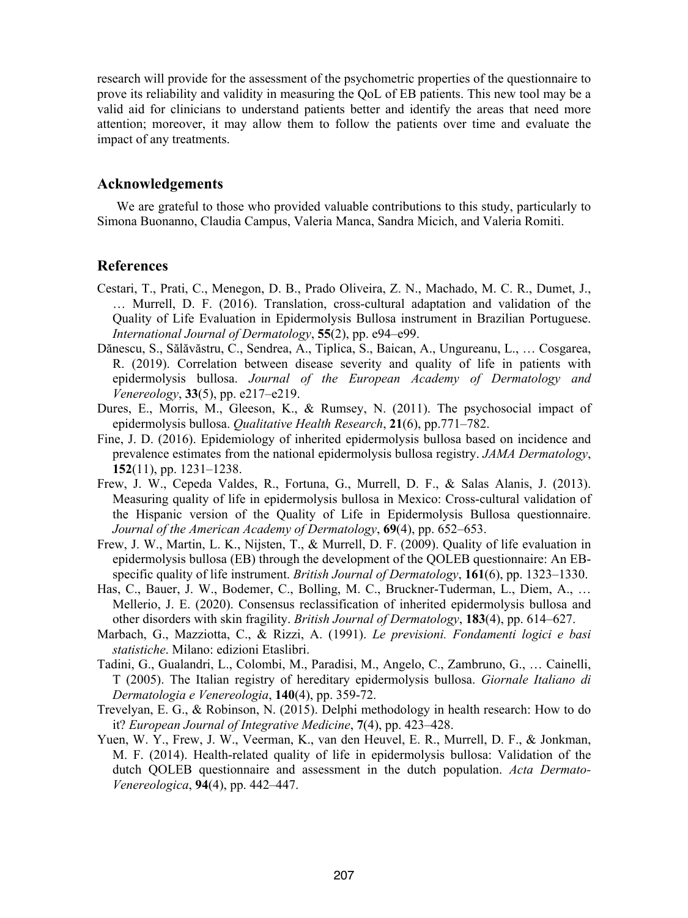research will provide for the assessment of the psychometric properties of the questionnaire to prove its reliability and validity in measuring the QoL of EB patients. This new tool may be a valid aid for clinicians to understand patients better and identify the areas that need more attention; moreover, it may allow them to follow the patients over time and evaluate the impact of any treatments.

## Acknowledgements

We are grateful to those who provided valuable contributions to this study, particularly to Simona Buonanno, Claudia Campus, Valeria Manca, Sandra Micich, and Valeria Romiti.

## References

Cestari, T., Prati, C., Menegon, D. B., Prado Oliveira, Z. N., Machado, M. C. R., Dumet, J., … Murrell, D. F. (2016). Translation, cross-cultural adaptation and validation of the Quality of Life Evaluation in Epidermolysis Bullosa instrument in Brazilian Portuguese. *International Journal of Dermatology*, **55**(2), pp. e94–e99.

Dănescu, S., Sălăvăstru, C., Sendrea, A., Tiplica, S., Baican, A., Ungureanu, L., … Cosgarea, R. (2019). Correlation between disease severity and quality of life in patients with epidermolysis bullosa. *Journal of the European Academy of Dermatology and Venereology*, **33**(5), pp. e217–e219.

Dures, E., Morris, M., Gleeson, K., & Rumsey, N. (2011). The psychosocial impact of epidermolysis bullosa. *Qualitative Health Research*, **21**(6), pp.771–782.

Fine, J. D. (2016). Epidemiology of inherited epidermolysis bullosa based on incidence and prevalence estimates from the national epidermolysis bullosa registry. *JAMA Dermatology*, **152**(11), pp. 1231–1238.

Frew, J. W., Cepeda Valdes, R., Fortuna, G., Murrell, D. F., & Salas Alanis, J. (2013). Measuring quality of life in epidermolysis bullosa in Mexico: Cross-cultural validation of the Hispanic version of the Quality of Life in Epidermolysis Bullosa questionnaire. *Journal of the American Academy of Dermatology*, **69**(4), pp. 652–653.

Frew, J. W., Martin, L. K., Nijsten, T., & Murrell, D. F. (2009). Quality of life evaluation in epidermolysis bullosa (EB) through the development of the QOLEB questionnaire: An EB-specific quality of life instrument. *British Journal of Dermatology*, **161**(6), pp. 1323–1330.

Has, C., Bauer, J. W., Bodemer, C., Bolling, M. C., Bruckner-Tuderman, L., Diem, A., … Mellerio, J. E. (2020). Consensus reclassification of inherited epidermolysis bullosa and other disorders with skin fragility. *British Journal of Dermatology*, **183**(4), pp. 614–627.

Marbach, G., Mazziotta, C., & Rizzi, A. (1991). *Le previsioni. Fondamenti logici e basi statistiche*. Milano: edizioni Etaslibri.

Tadini, G., Gualandri, L., Colombi, M., Paradisi, M., Angelo, C., Zambruno, G., … Cainelli, T (2005). The Italian registry of hereditary epidermolysis bullosa. *Giornale Italiano di Dermatologia e Venereologia*, **140**(4), pp. 359-72.

Trevelyan, E. G., & Robinson, N. (2015). Delphi methodology in health research: How to do it? *European Journal of Integrative Medicine*, **7**(4), pp. 423–428.

Yuen, W. Y., Frew, J. W., Veerman, K., van den Heuvel, E. R., Murrell, D. F., & Jonkman, M. F. (2014). Health-related quality of life in epidermolysis bullosa: Validation of the dutch QOLEB questionnaire and assessment in the dutch population. *Acta Dermato-Venereologica*, **94**(4), pp. 442–447.